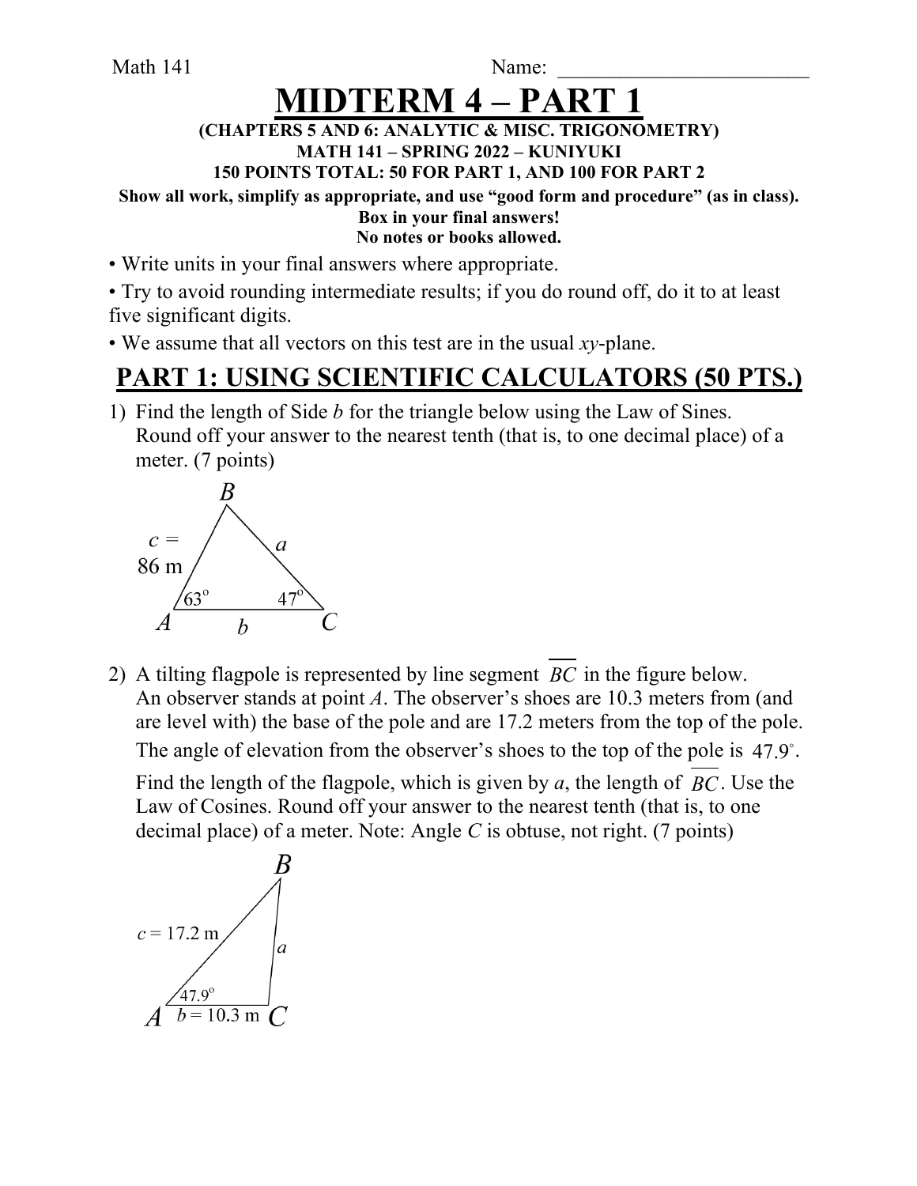Math 141 Name: ________________________

# MIDTERM 4 – PART 1

**(CHAPTERS 5 AND 6: ANALYTIC & MISC. TRIGONOMETRY)**
**MATH 141 – SPRING 2022 – KUNIYUKI**
**150 POINTS TOTAL: 50 FOR PART 1, AND 100 FOR PART 2**
**Show all work, simplify as appropriate, and use "good form and procedure" (as in class).**
**Box in your final answers!**
**No notes or books allowed.**

- Write units in your final answers where appropriate.
- Try to avoid rounding intermediate results; if you do round off, do it to at least five significant digits.
- We assume that all vectors on this test are in the usual *xy*-plane.

## PART 1: USING SCIENTIFIC CALCULATORS (50 PTS.)

1) Find the length of Side $b$ for the triangle below using the Law of Sines. Round off your answer to the nearest tenth (that is, to one decimal place) of a meter. (7 points)

   $B$
   $c =$ 86 m $\quad a$
   $63^{\circ} \quad 47^{\circ}$
   $A \quad b \quad C$

2) A tilting flagpole is represented by line segment $\overline{BC}$ in the figure below. An observer stands at point $A$. The observer's shoes are 10.3 meters from (and are level with) the base of the pole and are 17.2 meters from the top of the pole. The angle of elevation from the observer's shoes to the top of the pole is $47.9^{\circ}$. Find the length of the flagpole, which is given by $a$, the length of $\overline{BC}$. Use the Law of Cosines. Round off your answer to the nearest tenth (that is, to one decimal place) of a meter. Note: Angle $C$ is obtuse, not right. (7 points)

   $B$
   $c = 17.2$ m $\quad a$
   $47.9^{\circ}$
   $A \quad b = 10.3$ m $\quad C$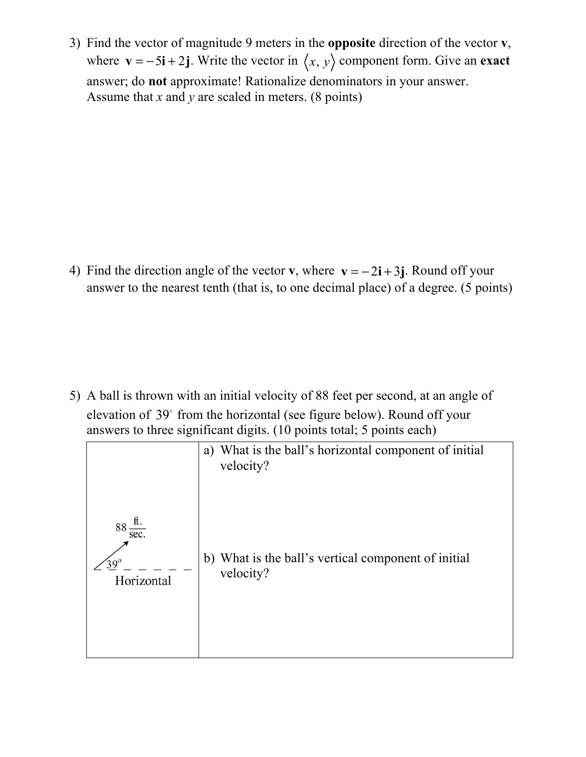3) Find the vector of magnitude 9 meters in the **opposite** direction of the vector **v**, where $\mathbf{v} = -5\mathbf{i} + 2\mathbf{j}$. Write the vector in $\langle x, y \rangle$ component form. Give an **exact** answer; do **not** approximate! Rationalize denominators in your answer. Assume that $x$ and $y$ are scaled in meters. (8 points)

4) Find the direction angle of the vector **v**, where $\mathbf{v} = -2\mathbf{i} + 3\mathbf{j}$. Round off your answer to the nearest tenth (that is, to one decimal place) of a degree. (5 points)

5) A ball is thrown with an initial velocity of 88 feet per second, at an angle of elevation of $39^\circ$ from the horizontal (see figure below). Round off your answers to three significant digits. (10 points total; 5 points each)

| | |
|---|---|
| $88 \frac{\text{ft.}}{\text{sec.}}$ $39^\circ$ Horizontal | a) What is the ball's horizontal component of initial velocity? |
| | b) What is the ball's vertical component of initial velocity? |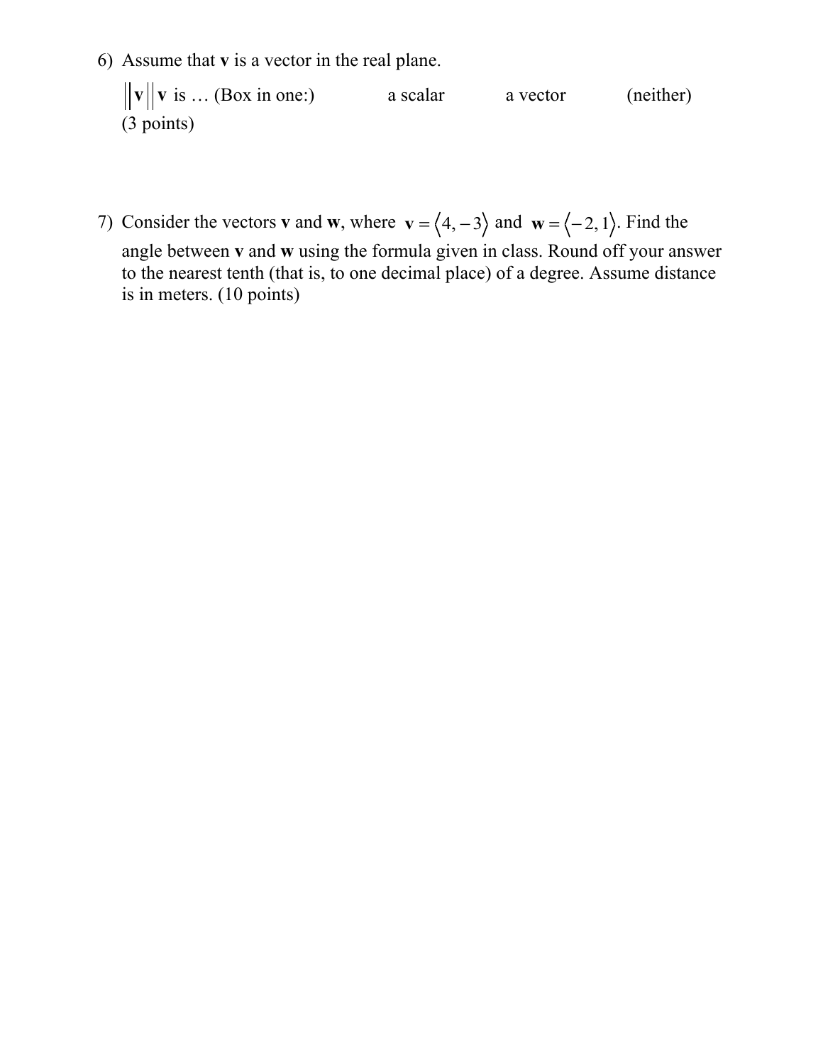6) Assume that **v** is a vector in the real plane.

   $\|\mathbf{v}\|\mathbf{v}$ is … (Box in one:) a scalar a vector (neither)
   (3 points)

7) Consider the vectors **v** and **w**, where $\mathbf{v} = \langle 4, -3 \rangle$ and $\mathbf{w} = \langle -2, 1 \rangle$. Find the angle between **v** and **w** using the formula given in class. Round off your answer to the nearest tenth (that is, to one decimal place) of a degree. Assume distance is in meters. (10 points)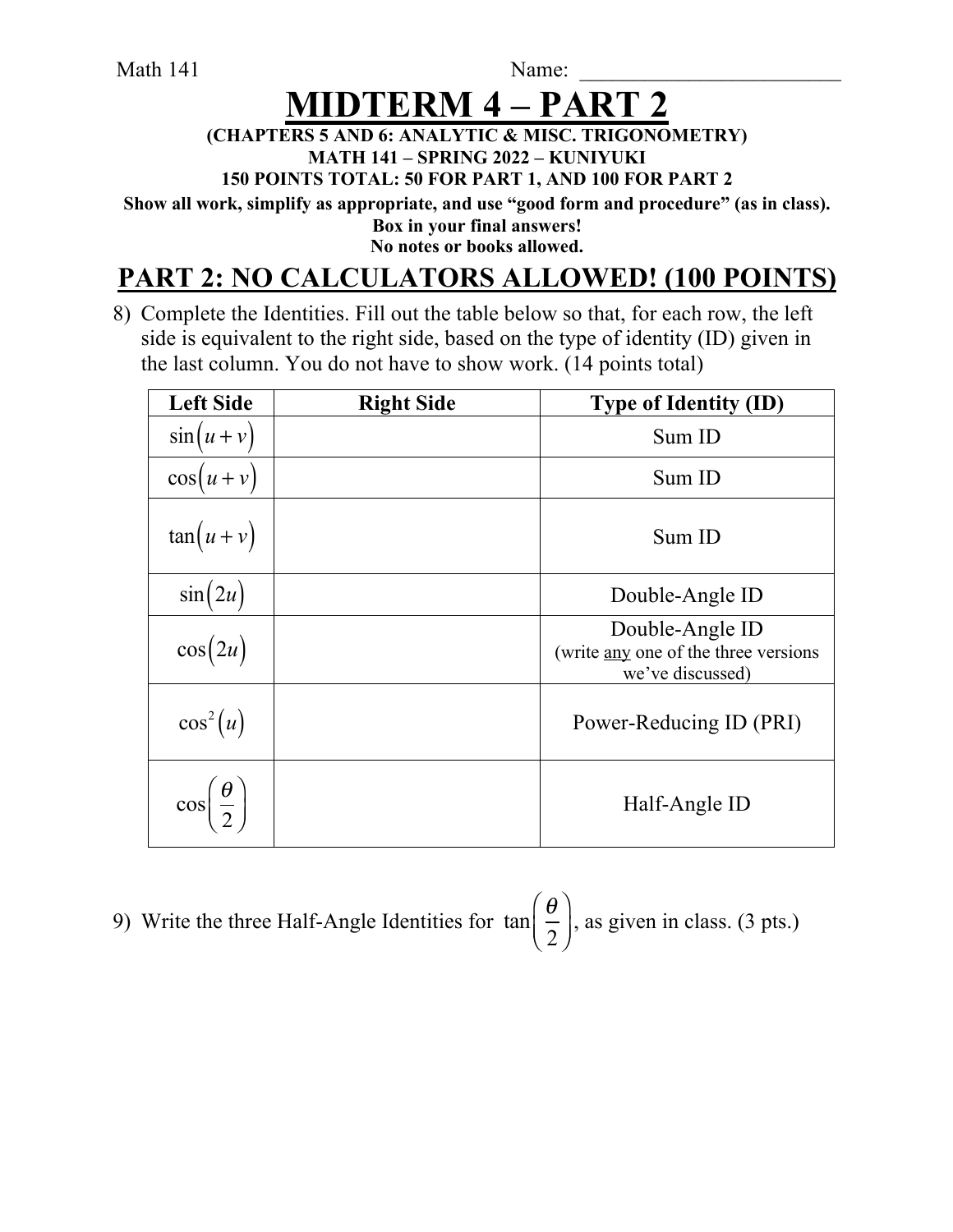Math 141 Name: ________________________

# MIDTERM 4 – PART 2

**(CHAPTERS 5 AND 6: ANALYTIC & MISC. TRIGONOMETRY)**
**MATH 141 – SPRING 2022 – KUNIYUKI**
**150 POINTS TOTAL: 50 FOR PART 1, AND 100 FOR PART 2**

**Show all work, simplify as appropriate, and use "good form and procedure" (as in class).**
**Box in your final answers!**
**No notes or books allowed.**

## PART 2: NO CALCULATORS ALLOWED! (100 POINTS)

8) Complete the Identities. Fill out the table below so that, for each row, the left side is equivalent to the right side, based on the type of identity (ID) given in the last column. You do not have to show work. (14 points total)

| Left Side | Right Side | Type of Identity (ID) |
|---|---|---|
| $\sin(u+v)$ | | Sum ID |
| $\cos(u+v)$ | | Sum ID |
| $\tan(u+v)$ | | Sum ID |
| $\sin(2u)$ | | Double-Angle ID |
| $\cos(2u)$ | | Double-Angle ID (write any one of the three versions we've discussed) |
| $\cos^2(u)$ | | Power-Reducing ID (PRI) |
| $\cos\left(\frac{\theta}{2}\right)$ | | Half-Angle ID |

9) Write the three Half-Angle Identities for $\tan\left(\frac{\theta}{2}\right)$, as given in class. (3 pts.)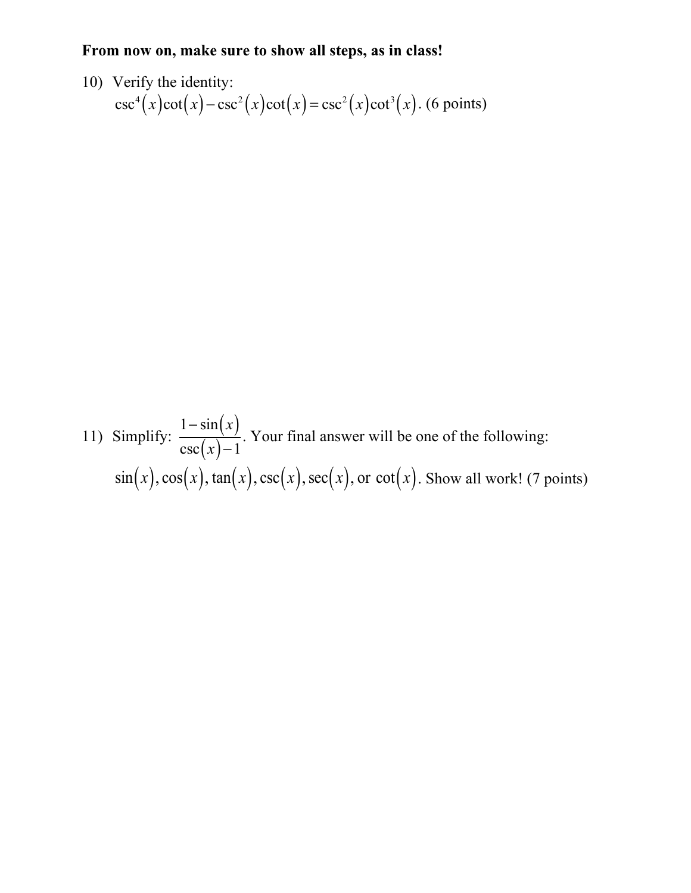**From now on, make sure to show all steps, as in class!**

10) Verify the identity:

$$\csc^4(x)\cot(x) - \csc^2(x)\cot(x) = \csc^2(x)\cot^3(x).$$ (6 points)

11) Simplify: $\dfrac{1-\sin(x)}{\csc(x)-1}$. Your final answer will be one of the following:

$\sin(x), \cos(x), \tan(x), \csc(x), \sec(x)$, or $\cot(x)$. Show all work! (7 points)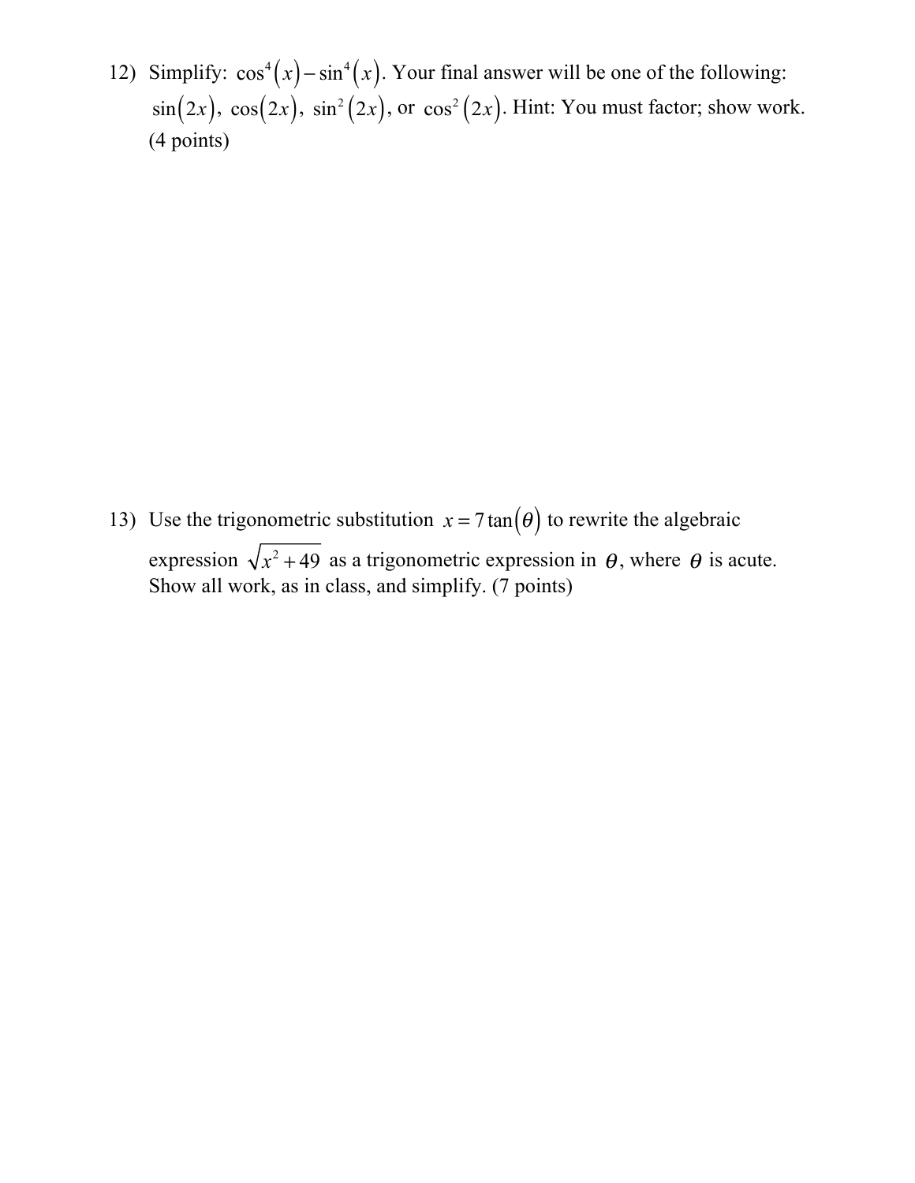12) Simplify: $\cos^4(x) - \sin^4(x)$. Your final answer will be one of the following: $\sin(2x)$, $\cos(2x)$, $\sin^2(2x)$, or $\cos^2(2x)$. Hint: You must factor; show work. (4 points)

13) Use the trigonometric substitution $x = 7\tan(\theta)$ to rewrite the algebraic expression $\sqrt{x^2 + 49}$ as a trigonometric expression in $\theta$, where $\theta$ is acute. Show all work, as in class, and simplify. (7 points)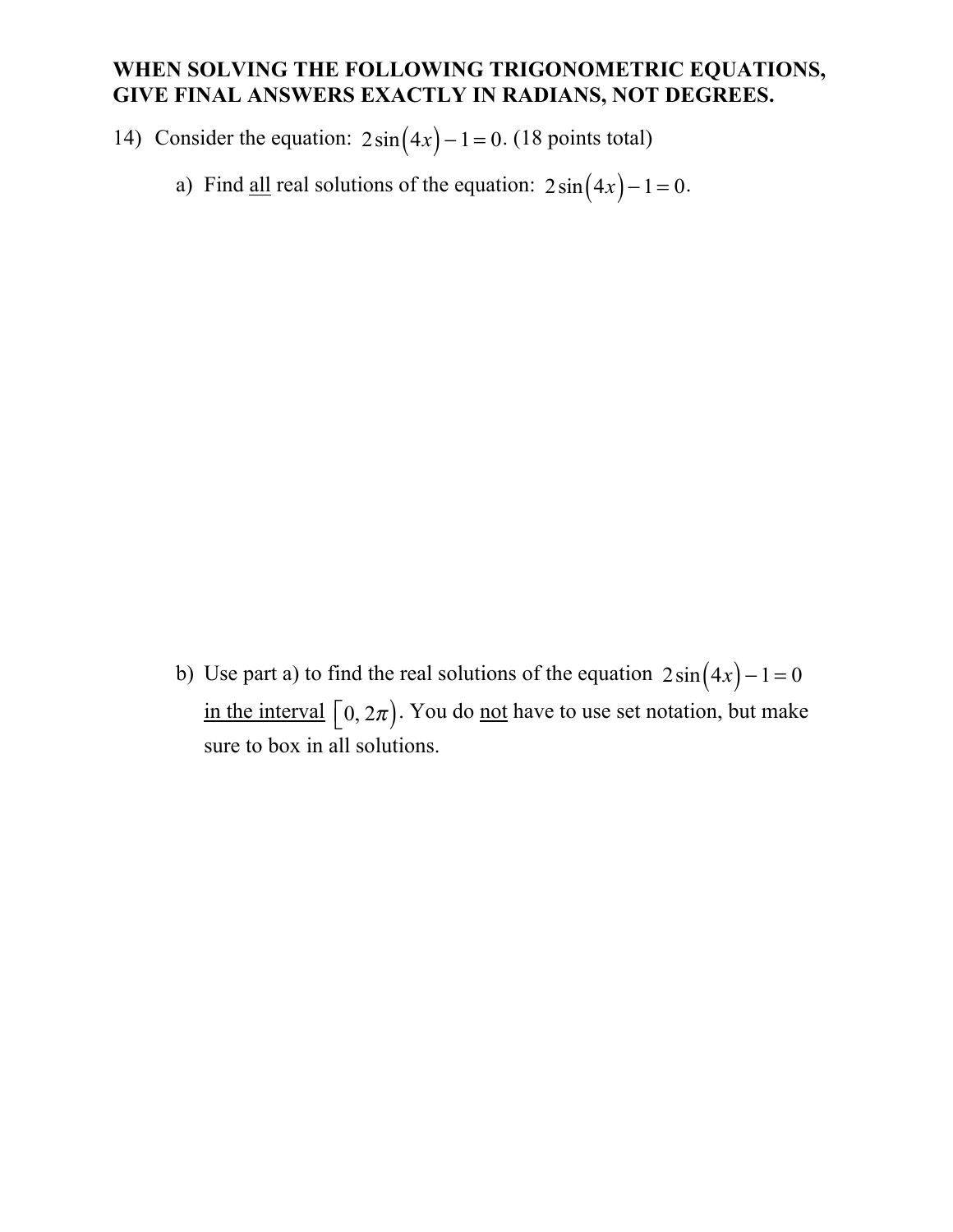**WHEN SOLVING THE FOLLOWING TRIGONOMETRIC EQUATIONS, GIVE FINAL ANSWERS EXACTLY IN RADIANS, NOT DEGREES.**

14) Consider the equation: $2\sin(4x)-1=0$. (18 points total)

a) Find <u>all</u> real solutions of the equation: $2\sin(4x)-1=0$.

b) Use part a) to find the real solutions of the equation $2\sin(4x)-1=0$ <u>in the interval</u> $[0, 2\pi)$. You do <u>not</u> have to use set notation, but make sure to box in all solutions.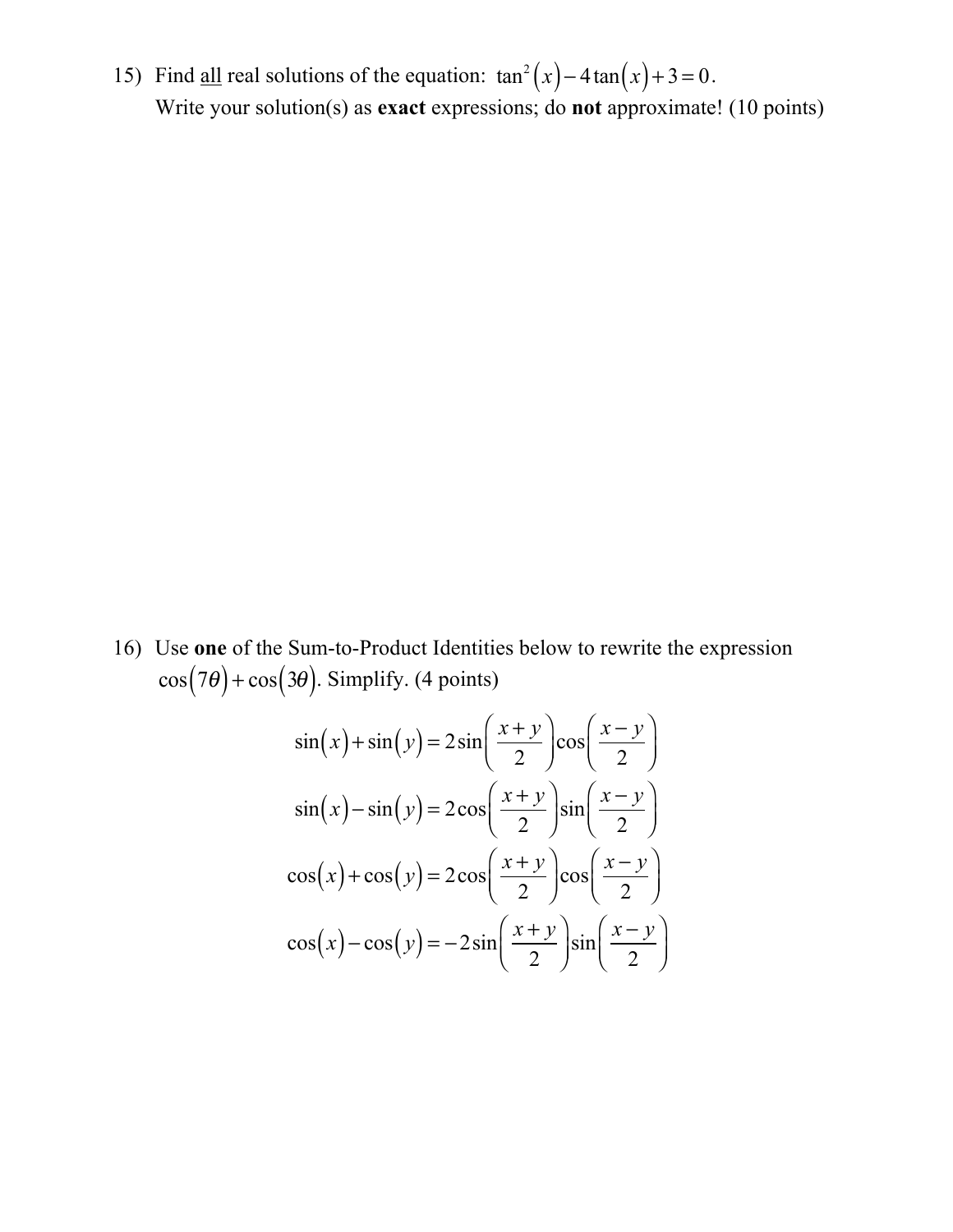15) Find <u>all</u> real solutions of the equation: $\tan^2(x) - 4\tan(x) + 3 = 0$.
Write your solution(s) as **exact** expressions; do **not** approximate! (10 points)

16) Use **one** of the Sum-to-Product Identities below to rewrite the expression $\cos(7\theta) + \cos(3\theta)$. Simplify. (4 points)

$$\sin(x) + \sin(y) = 2\sin\left(\frac{x+y}{2}\right)\cos\left(\frac{x-y}{2}\right)$$

$$\sin(x) - \sin(y) = 2\cos\left(\frac{x+y}{2}\right)\sin\left(\frac{x-y}{2}\right)$$

$$\cos(x) + \cos(y) = 2\cos\left(\frac{x+y}{2}\right)\cos\left(\frac{x-y}{2}\right)$$

$$\cos(x) - \cos(y) = -2\sin\left(\frac{x+y}{2}\right)\sin\left(\frac{x-y}{2}\right)$$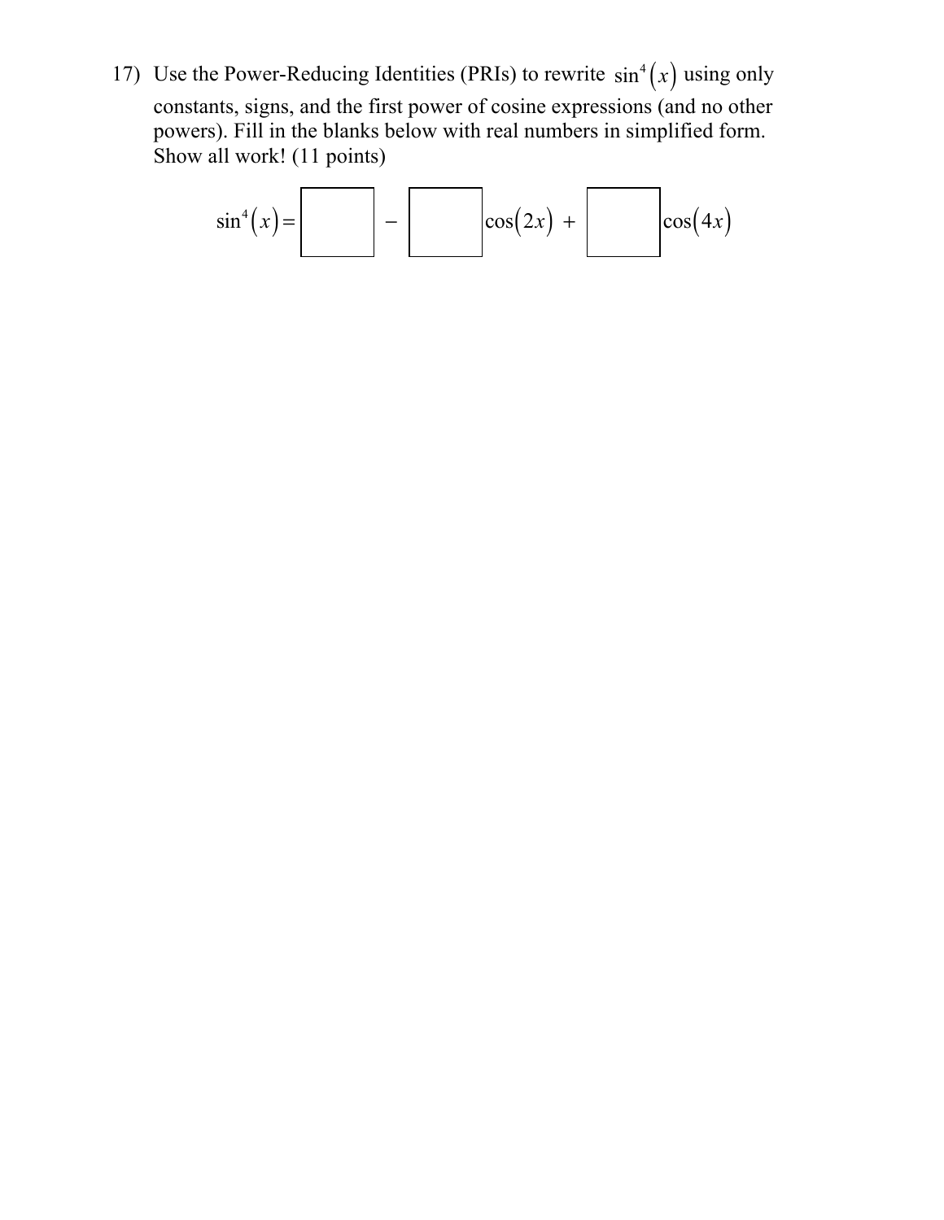17) Use the Power-Reducing Identities (PRIs) to rewrite $\sin^4(x)$ using only constants, signs, and the first power of cosine expressions (and no other powers). Fill in the blanks below with real numbers in simplified form. Show all work! (11 points)

$$\sin^4(x) = \boxed{\phantom{00}} - \boxed{\phantom{00}}\cos(2x) + \boxed{\phantom{00}}\cos(4x)$$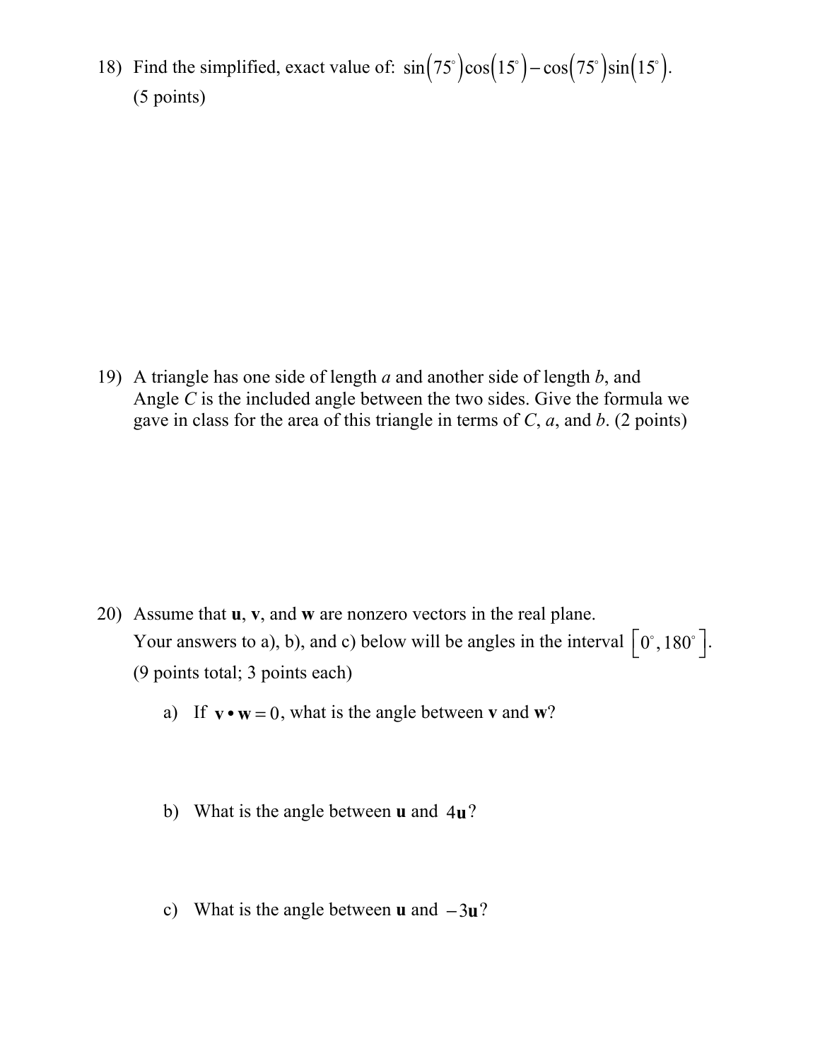18) Find the simplified, exact value of: $\sin(75^\circ)\cos(15^\circ) - \cos(75^\circ)\sin(15^\circ)$.
(5 points)

19) A triangle has one side of length $a$ and another side of length $b$, and Angle $C$ is the included angle between the two sides. Give the formula we gave in class for the area of this triangle in terms of $C$, $a$, and $b$. (2 points)

20) Assume that **u**, **v**, and **w** are nonzero vectors in the real plane.
Your answers to a), b), and c) below will be angles in the interval $[0^\circ, 180^\circ]$.
(9 points total; 3 points each)

a) If $\mathbf{v} \bullet \mathbf{w} = 0$, what is the angle between **v** and **w**?

b) What is the angle between **u** and $4\mathbf{u}$?

c) What is the angle between **u** and $-3\mathbf{u}$?